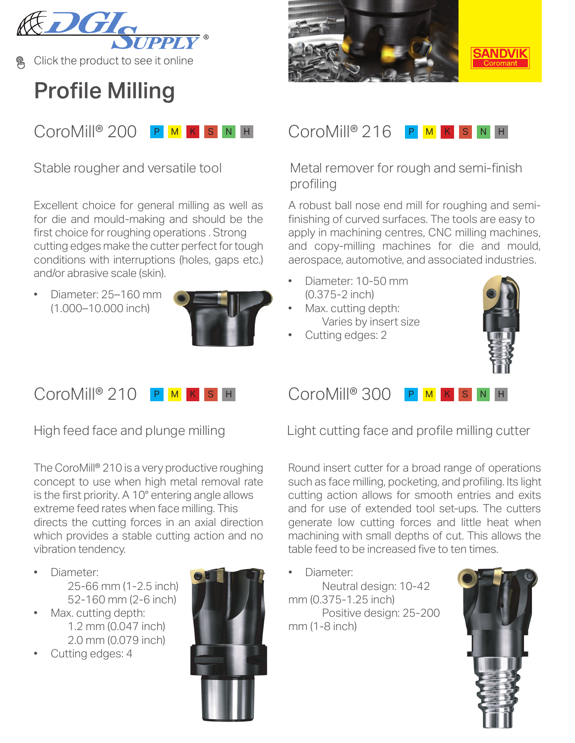DGI Supply®

Click the product to see it online

# Profile Milling

## CoroMill® 200 P M K S N H

### Stable rougher and versatile tool

Excellent choice for general milling as well as for die and mould-making and should be the first choice for roughing operations . Strong cutting edges make the cutter perfect for tough conditions with interruptions (holes, gaps etc.) and/or abrasive scale (skin).

- Diameter: 25–160 mm (1.000–10.000 inch)

## CoroMill® 216 P M K S N H

### Metal remover for rough and semi-finish profiling

A robust ball nose end mill for roughing and semi-finishing of curved surfaces. The tools are easy to apply in machining centres, CNC milling machines, and copy-milling machines for die and mould, aerospace, automotive, and associated industries.

- Diameter: 10-50 mm (0.375-2 inch)
- Max. cutting depth: Varies by insert size
- Cutting edges: 2

## CoroMill® 210 P M K S H

### High feed face and plunge milling

The CoroMill® 210 is a very productive roughing concept to use when high metal removal rate is the first priority. A 10° entering angle allows extreme feed rates when face milling. This directs the cutting forces in an axial direction which provides a stable cutting action and no vibration tendency.

- Diameter:
  - 25-66 mm (1-2.5 inch)
  - 52-160 mm (2-6 inch)
- Max. cutting depth:
  - 1.2 mm (0.047 inch)
  - 2.0 mm (0.079 inch)
- Cutting edges: 4

## CoroMill® 300 P M K S N H

### Light cutting face and profile milling cutter

Round insert cutter for a broad range of operations such as face milling, pocketing, and profiling. Its light cutting action allows for smooth entries and exits and for use of extended tool set-ups. The cutters generate low cutting forces and little heat when machining with small depths of cut. This allows the table feed to be increased five to ten times.

- Diameter:
  - Neutral design: 10-42 mm (0.375-1.25 inch)
  - Positive design: 25-200 mm (1-8 inch)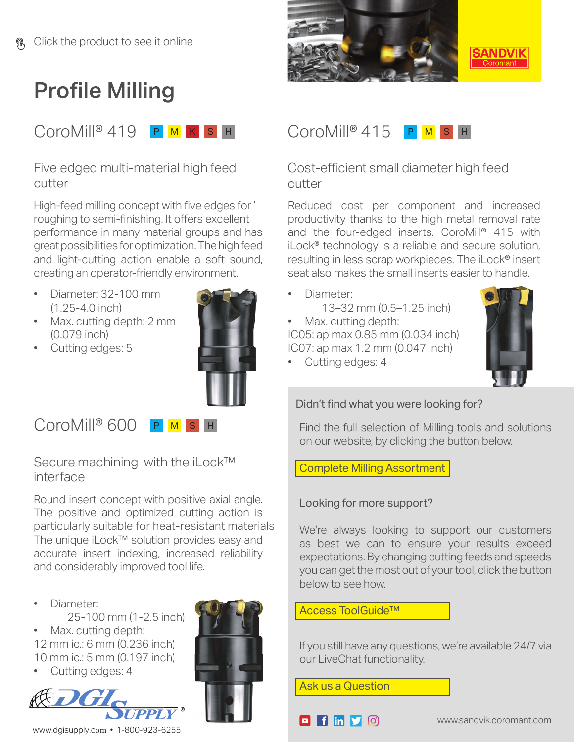Click the product to see it online

# Profile Milling

## CoroMill® 419 P M K S H

### Five edged multi-material high feed cutter

High-feed milling concept with five edges for ' roughing to semi-finishing. It offers excellent performance in many material groups and has great possibilities for optimization. The high feed and light-cutting action enable a soft sound, creating an operator-friendly environment.

- Diameter: 32-100 mm (1.25-4.0 inch)
- Max. cutting depth: 2 mm (0.079 inch)
- Cutting edges: 5

## CoroMill® 600 P M S H

### Secure machining with the iLock™ interface

Round insert concept with positive axial angle. The positive and optimized cutting action is particularly suitable for heat-resistant materials The unique iLock™ solution provides easy and accurate insert indexing, increased reliability and considerably improved tool life.

- Diameter: 25-100 mm (1-2.5 inch)
- Max. cutting depth:
  12 mm ic.: 6 mm (0.236 inch)
  10 mm ic.: 5 mm (0.197 inch)
- Cutting edges: 4

DGI SUPPLY®

www.dgisupply.com • 1-800-923-6255

## CoroMill® 415 P M S H

### Cost-efficient small diameter high feed cutter

Reduced cost per component and increased productivity thanks to the high metal removal rate and the four-edged inserts. CoroMill® 415 with iLock® technology is a reliable and secure solution, resulting in less scrap workpieces. The iLock® insert seat also makes the small inserts easier to handle.

- Diameter: 13–32 mm (0.5–1.25 inch)
- Max. cutting depth:
  IC05: ap max 0.85 mm (0.034 inch)
  IC07: ap max 1.2 mm (0.047 inch)
- Cutting edges: 4

Didn't find what you were looking for?

Find the full selection of Milling tools and solutions on our website, by clicking the button below.

Complete Milling Assortment

Looking for more support?

We're always looking to support our customers as best we can to ensure your results exceed expectations. By changing cutting feeds and speeds you can get the most out of your tool, click the button below to see how.

Access ToolGuide™

If you still have any questions, we're available 24/7 via our LiveChat functionality.

Ask us a Question

www.sandvik.coromant.com